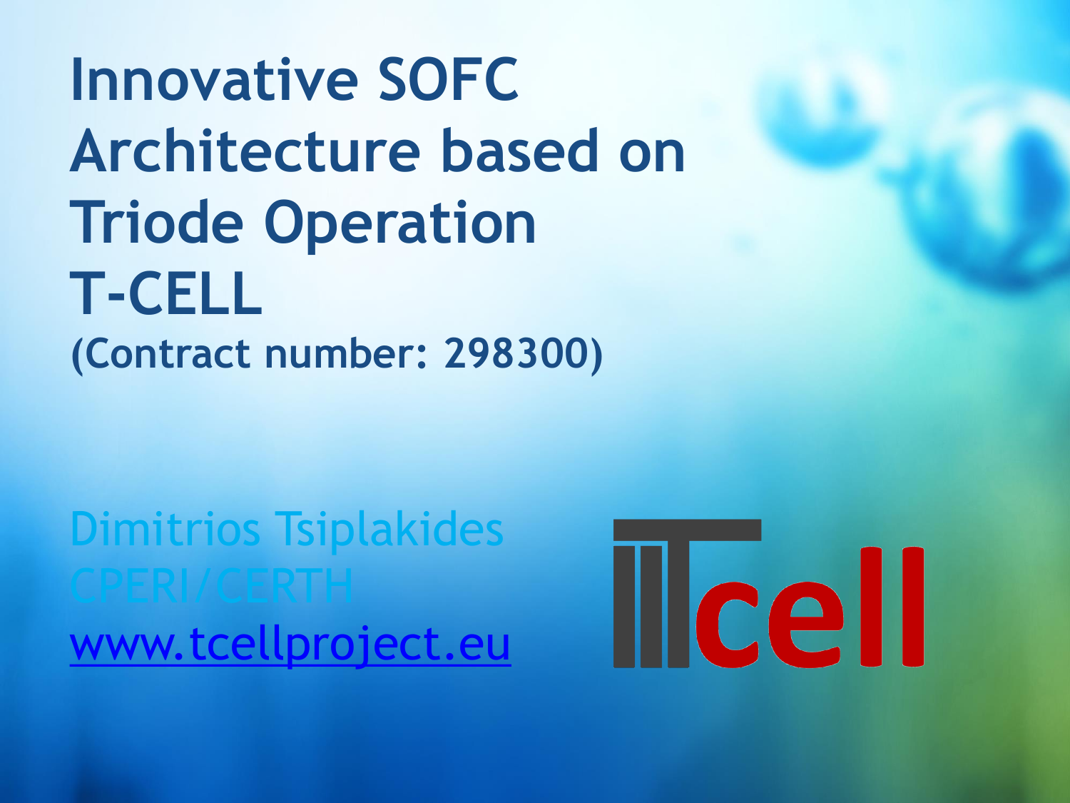# Innovative SOFC Architecture based on Triode Operation T-CELL

**(Contract number: 298300)**

Dimitrios Tsiplakides

CPERI/CERTH

www.tcellproject.eu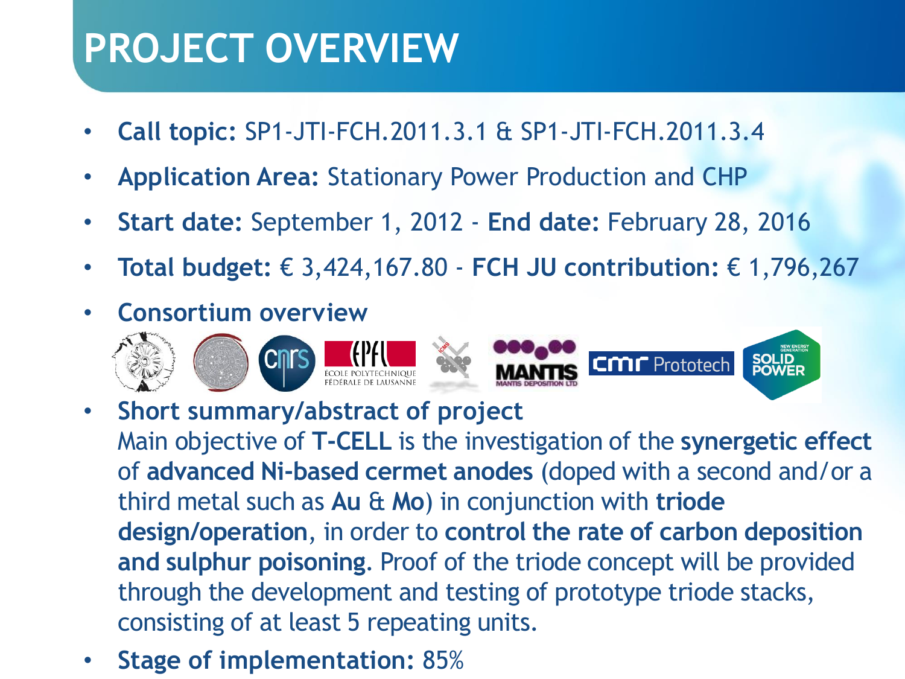# PROJECT OVERVIEW

- **Call topic:** SP1-JTI-FCH.2011.3.1 & SP1-JTI-FCH.2011.3.4
- **Application Area:** Stationary Power Production and CHP
- **Start date:** September 1, 2012 - **End date:** February 28, 2016
- **Total budget:** € 3,424,167.80 - **FCH JU contribution:** € 1,796,267
- **Consortium overview**
- **Short summary/abstract of project**
  Main objective of **T-CELL** is the investigation of the **synergetic effect** of **advanced Ni-based cermet anodes** (doped with a second and/or a third metal such as **Au** & **Mo**) in conjunction with **triode design/operation**, in order to **control the rate of carbon deposition and sulphur poisoning**. Proof of the triode concept will be provided through the development and testing of prototype triode stacks, consisting of at least 5 repeating units.
- **Stage of implementation:** 85%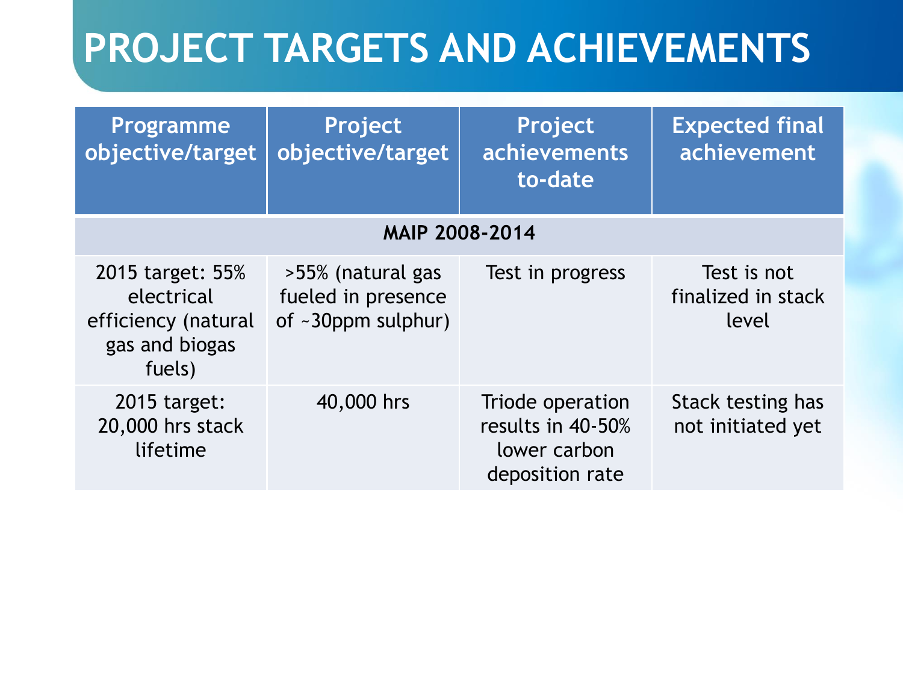# PROJECT TARGETS AND ACHIEVEMENTS

| Programme objective/target | Project objective/target | Project achievements to-date | Expected final achievement |
|---|---|---|---|
| **MAIP 2008-2014** | | | |
| 2015 target: 55% electrical efficiency (natural gas and biogas fuels) | >55% (natural gas fueled in presence of ~30ppm sulphur) | Test in progress | Test is not finalized in stack level |
| 2015 target: 20,000 hrs stack lifetime | 40,000 hrs | Triode operation results in 40-50% lower carbon deposition rate | Stack testing has not initiated yet |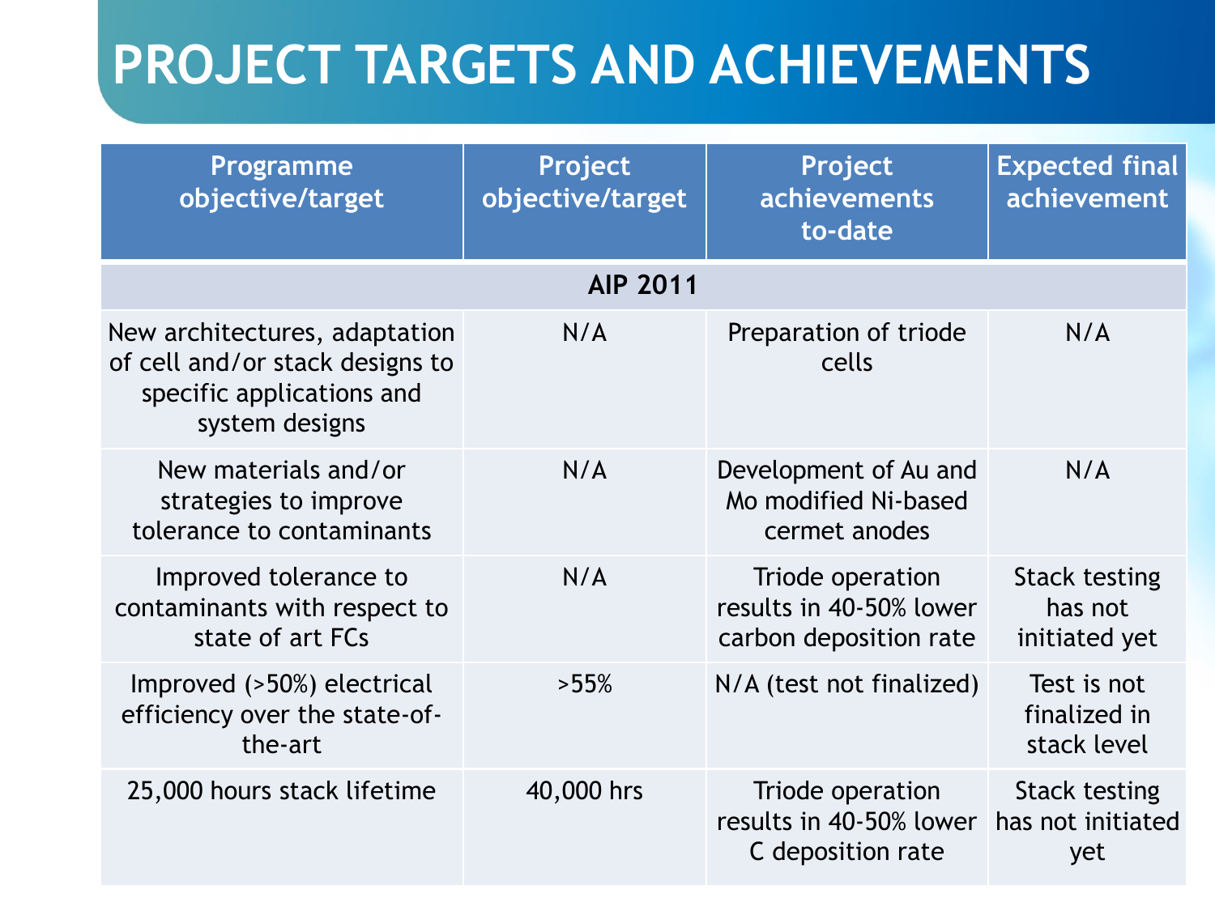# PROJECT TARGETS AND ACHIEVEMENTS

| Programme objective/target | Project objective/target | Project achievements to-date | Expected final achievement |
|---|---|---|---|
| **AIP 2011** | | | |
| New architectures, adaptation of cell and/or stack designs to specific applications and system designs | N/A | Preparation of triode cells | N/A |
| New materials and/or strategies to improve tolerance to contaminants | N/A | Development of Au and Mo modified Ni-based cermet anodes | N/A |
| Improved tolerance to contaminants with respect to state of art FCs | N/A | Triode operation results in 40-50% lower carbon deposition rate | Stack testing has not initiated yet |
| Improved (>50%) electrical efficiency over the state-of-the-art | >55% | N/A (test not finalized) | Test is not finalized in stack level |
| 25,000 hours stack lifetime | 40,000 hrs | Triode operation results in 40-50% lower C deposition rate | Stack testing has not initiated yet |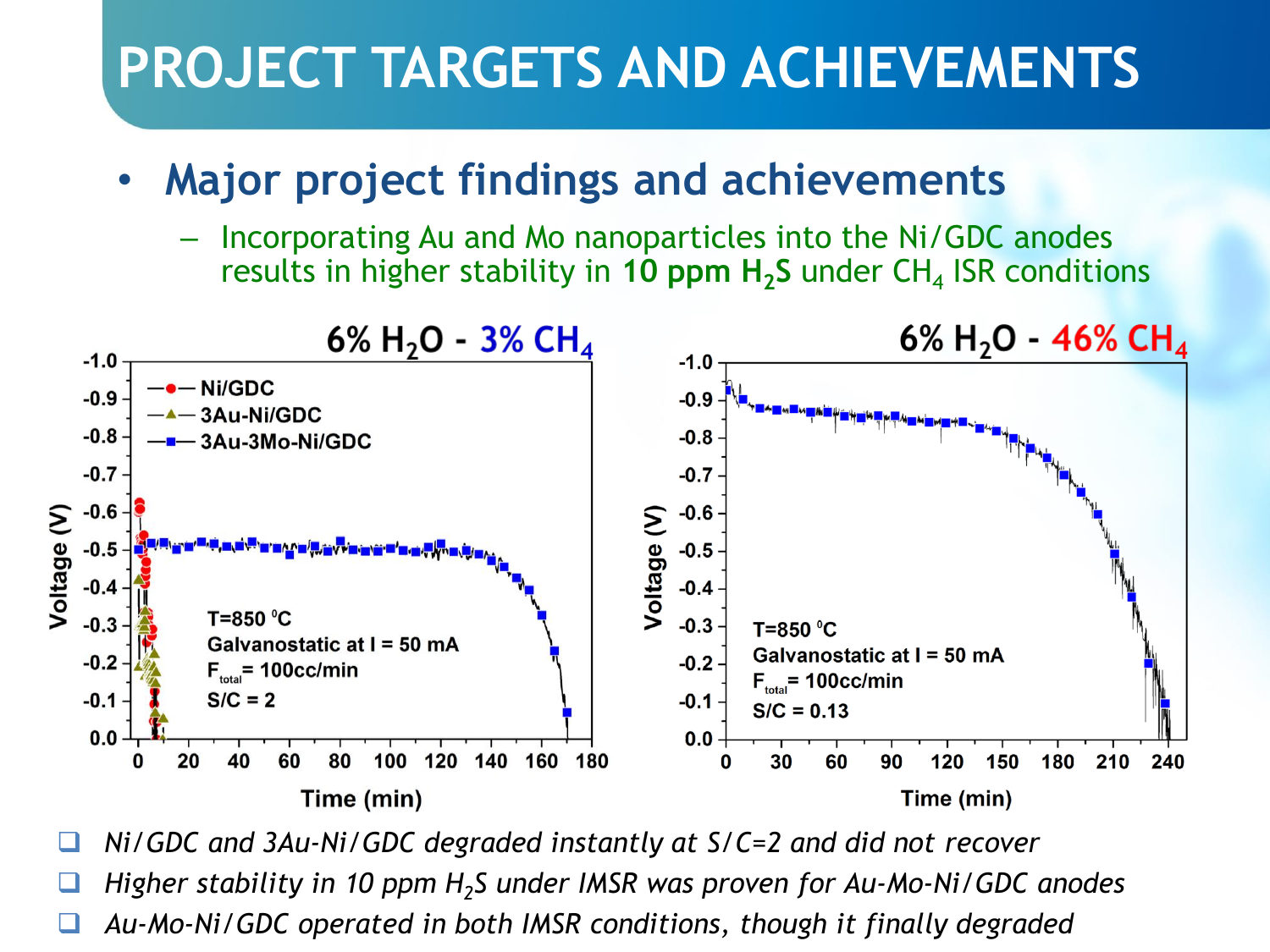# PROJECT TARGETS AND ACHIEVEMENTS

- **Major project findings and achievements**
  - Incorporating Au and Mo nanoparticles into the Ni/GDC anodes results in higher stability in **10 ppm $H_2S$** under $CH_4$ ISR conditions

6% $H_2O$ - 3% $CH_4$

Legend: Ni/GDC; 3Au-Ni/GDC; 3Au-3Mo-Ni/GDC

T=850 °C
Galvanostatic at I = 50 mA
$F_{total}$= 100cc/min
S/C = 2

Voltage (V) vs. Time (min)

6% $H_2O$ - 46% $CH_4$

T=850 °C
Galvanostatic at I = 50 mA
$F_{total}$= 100cc/min
S/C = 0.13

Voltage (V) vs. Time (min)

- *Ni/GDC and 3Au-Ni/GDC degraded instantly at S/C=2 and did not recover*
- *Higher stability in 10 ppm $H_2S$ under IMSR was proven for Au-Mo-Ni/GDC anodes*
- *Au-Mo-Ni/GDC operated in both IMSR conditions, though it finally degraded*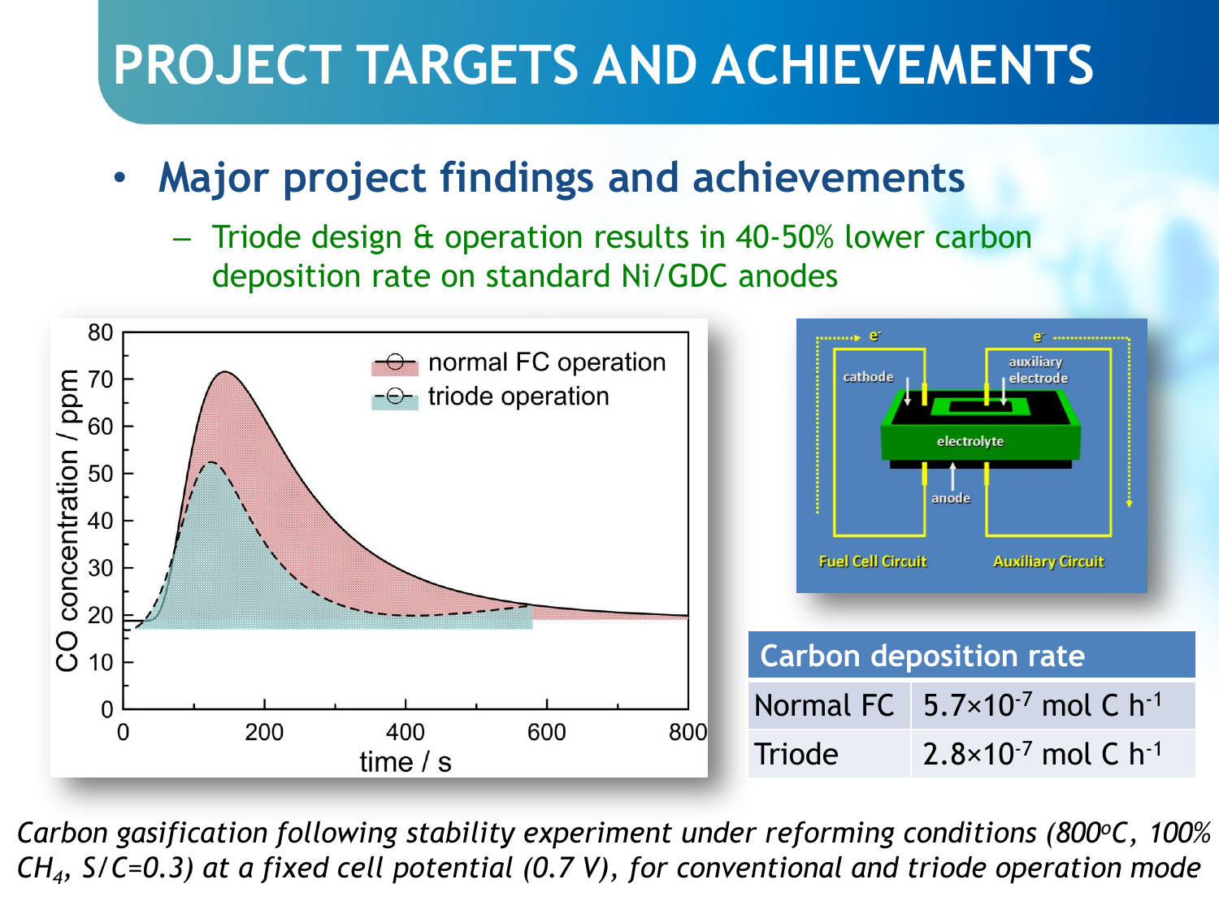# PROJECT TARGETS AND ACHIEVEMENTS

- **Major project findings and achievements**
  - Triode design & operation results in 40-50% lower carbon deposition rate on standard Ni/GDC anodes

| Carbon deposition rate | |
|---|---|
| Normal FC | $5.7 \times 10^{-7}$ mol C $h^{-1}$ |
| Triode | $2.8 \times 10^{-7}$ mol C $h^{-1}$ |

*Carbon gasification following stability experiment under reforming conditions (800°C, 100% $CH_4$, S/C=0.3) at a fixed cell potential (0.7 V), for conventional and triode operation mode*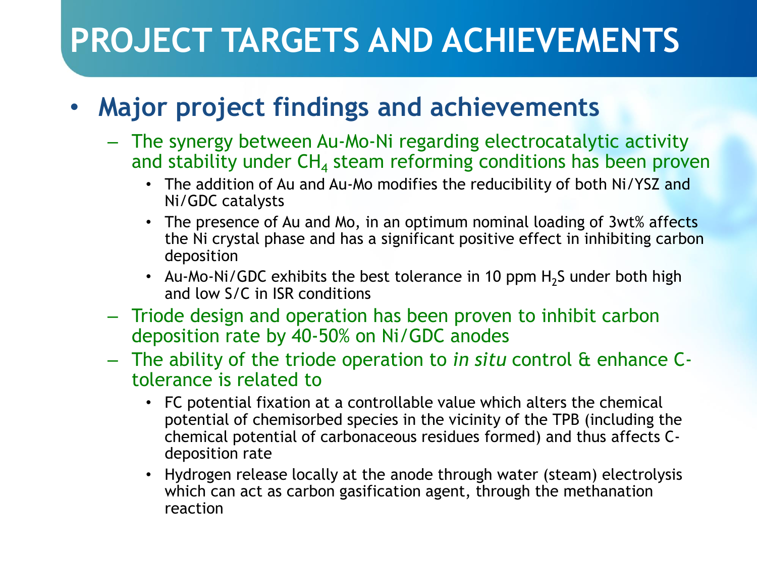# PROJECT TARGETS AND ACHIEVEMENTS

- **Major project findings and achievements**
  - The synergy between Au-Mo-Ni regarding electrocatalytic activity and stability under $CH_4$ steam reforming conditions has been proven
    - The addition of Au and Au-Mo modifies the reducibility of both Ni/YSZ and Ni/GDC catalysts
    - The presence of Au and Mo, in an optimum nominal loading of 3wt% affects the Ni crystal phase and has a significant positive effect in inhibiting carbon deposition
    - Au-Mo-Ni/GDC exhibits the best tolerance in 10 ppm $H_2S$ under both high and low S/C in ISR conditions
  - Triode design and operation has been proven to inhibit carbon deposition rate by 40-50% on Ni/GDC anodes
  - The ability of the triode operation to *in situ* control & enhance C-tolerance is related to
    - FC potential fixation at a controllable value which alters the chemical potential of chemisorbed species in the vicinity of the TPB (including the chemical potential of carbonaceous residues formed) and thus affects C-deposition rate
    - Hydrogen release locally at the anode through water (steam) electrolysis which can act as carbon gasification agent, through the methanation reaction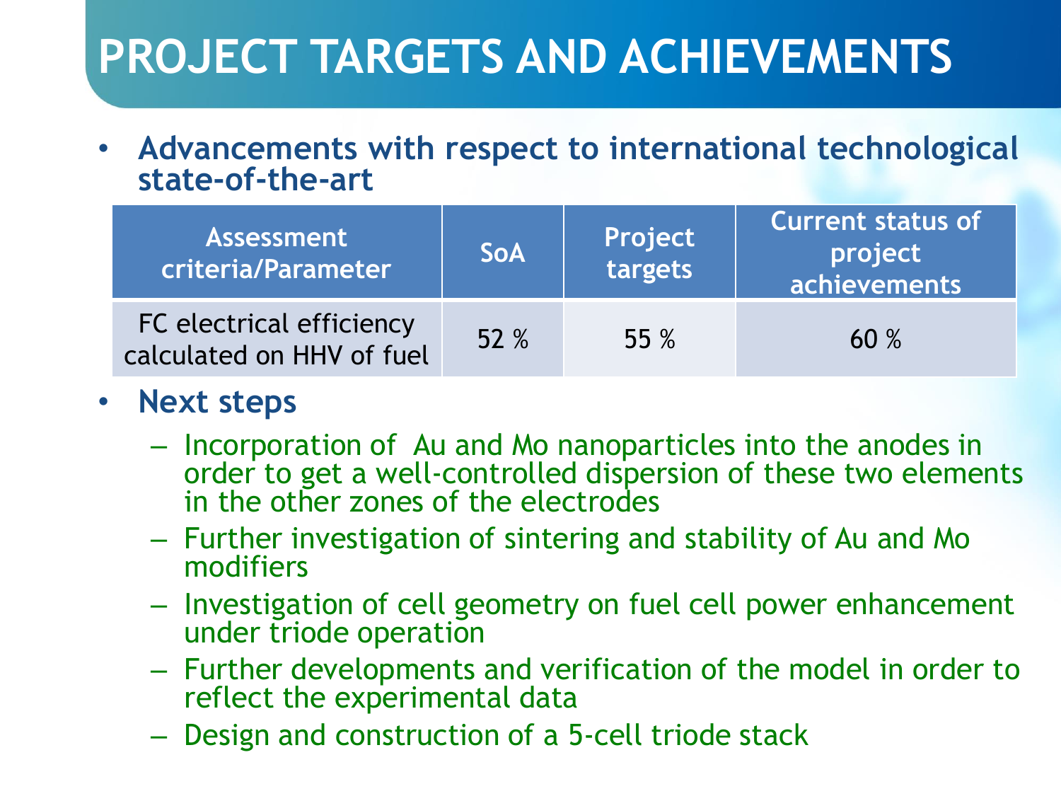# PROJECT TARGETS AND ACHIEVEMENTS

- **Advancements with respect to international technological state-of-the-art**

| Assessment criteria/Parameter | SoA | Project targets | Current status of project achievements |
| --- | --- | --- | --- |
| FC electrical efficiency calculated on HHV of fuel | 52 % | 55 % | 60 % |

- **Next steps**
  - Incorporation of Au and Mo nanoparticles into the anodes in order to get a well-controlled dispersion of these two elements in the other zones of the electrodes
  - Further investigation of sintering and stability of Au and Mo modifiers
  - Investigation of cell geometry on fuel cell power enhancement under triode operation
  - Further developments and verification of the model in order to reflect the experimental data
  - Design and construction of a 5-cell triode stack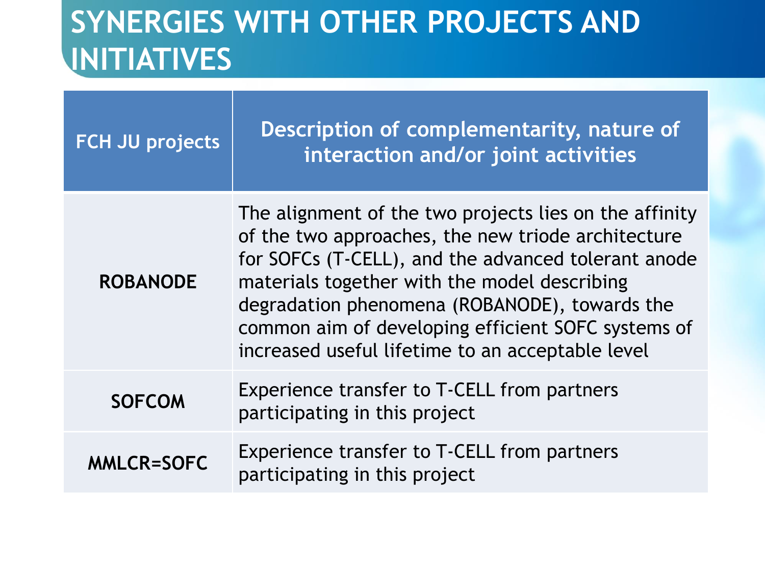# SYNERGIES WITH OTHER PROJECTS AND INITIATIVES

| FCH JU projects | Description of complementarity, nature of interaction and/or joint activities |
|---|---|
| **ROBANODE** | The alignment of the two projects lies on the affinity of the two approaches, the new triode architecture for SOFCs (T-CELL), and the advanced tolerant anode materials together with the model describing degradation phenomena (ROBANODE), towards the common aim of developing efficient SOFC systems of increased useful lifetime to an acceptable level |
| **SOFCOM** | Experience transfer to T-CELL from partners participating in this project |
| **MMLCR=SOFC** | Experience transfer to T-CELL from partners participating in this project |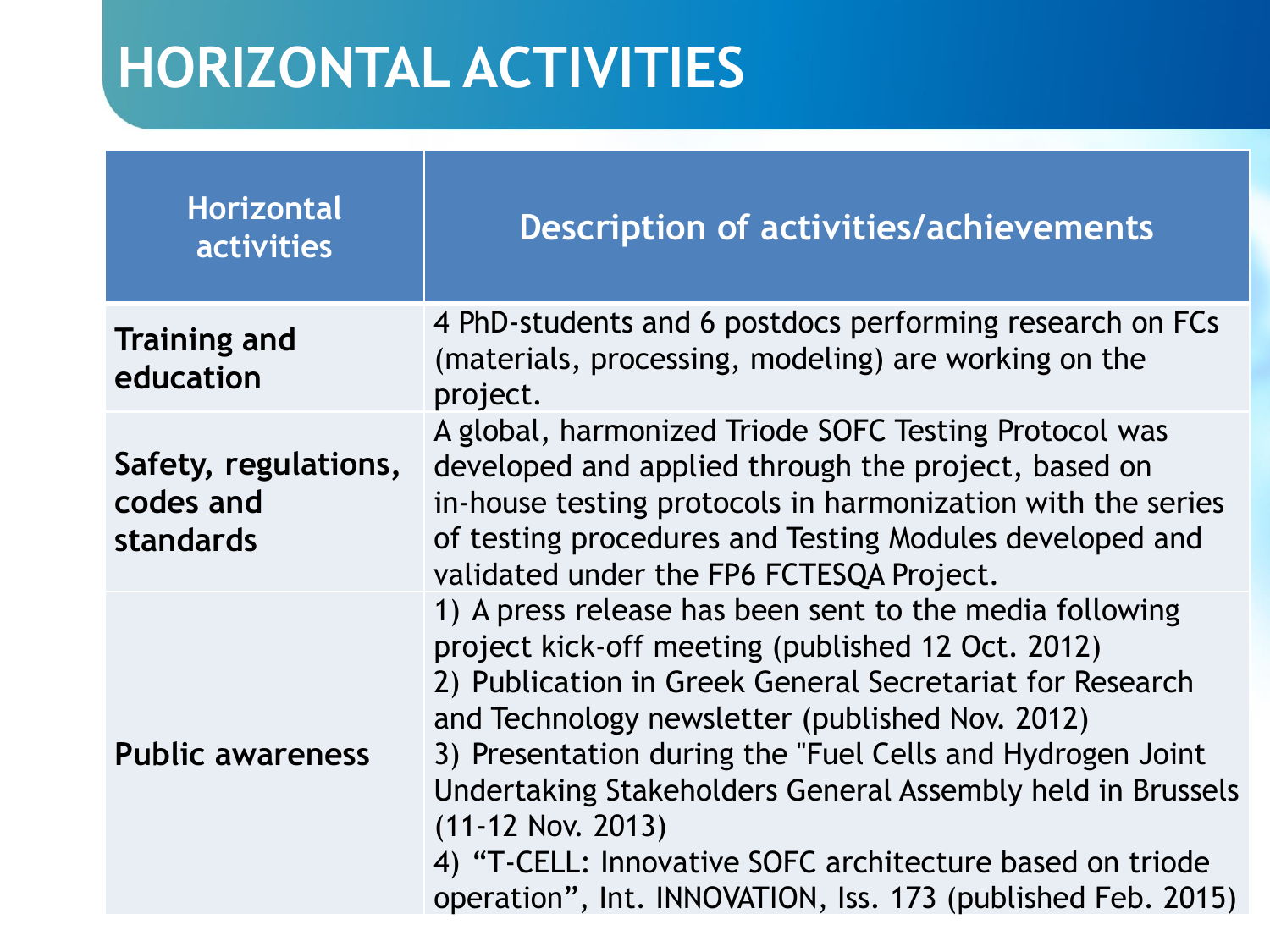# HORIZONTAL ACTIVITIES

| Horizontal activities | Description of activities/achievements |
|---|---|
| **Training and education** | 4 PhD-students and 6 postdocs performing research on FCs (materials, processing, modeling) are working on the project. |
| **Safety, regulations, codes and standards** | A global, harmonized Triode SOFC Testing Protocol was developed and applied through the project, based on in-house testing protocols in harmonization with the series of testing procedures and Testing Modules developed and validated under the FP6 FCTESQA Project. |
| **Public awareness** | 1) A press release has been sent to the media following project kick-off meeting (published 12 Oct. 2012)<br>2) Publication in Greek General Secretariat for Research and Technology newsletter (published Nov. 2012)<br>3) Presentation during the "Fuel Cells and Hydrogen Joint Undertaking Stakeholders General Assembly held in Brussels (11-12 Nov. 2013)<br>4) "T-CELL: Innovative SOFC architecture based on triode operation", Int. INNOVATION, Iss. 173 (published Feb. 2015) |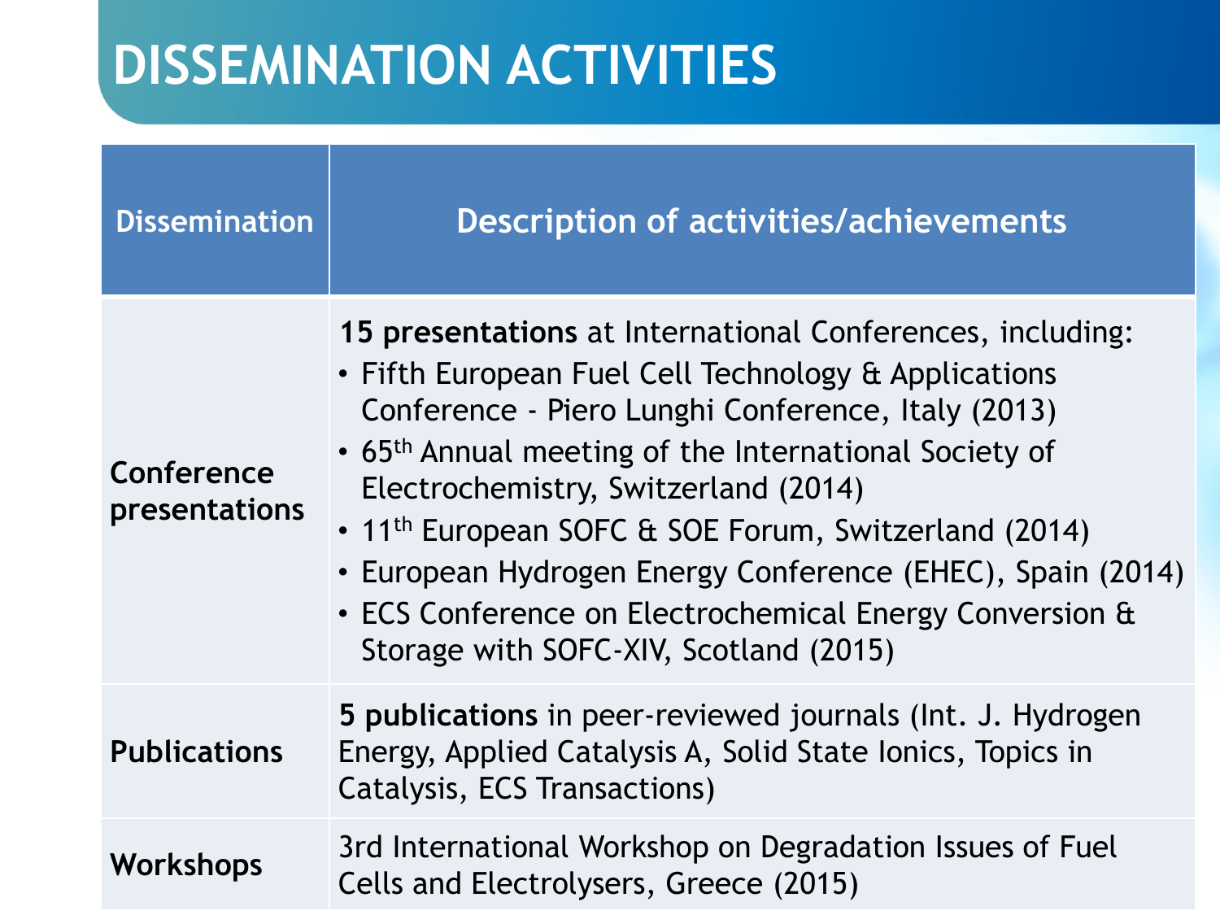# DISSEMINATION ACTIVITIES

| Dissemination | Description of activities/achievements |
| --- | --- |
| **Conference presentations** | **15 presentations** at International Conferences, including: <br>• Fifth European Fuel Cell Technology & Applications Conference - Piero Lunghi Conference, Italy (2013) <br>• 65th Annual meeting of the International Society of Electrochemistry, Switzerland (2014) <br>• 11th European SOFC & SOE Forum, Switzerland (2014) <br>• European Hydrogen Energy Conference (EHEC), Spain (2014) <br>• ECS Conference on Electrochemical Energy Conversion & Storage with SOFC-XIV, Scotland (2015) |
| **Publications** | **5 publications** in peer-reviewed journals (Int. J. Hydrogen Energy, Applied Catalysis A, Solid State Ionics, Topics in Catalysis, ECS Transactions) |
| **Workshops** | 3rd International Workshop on Degradation Issues of Fuel Cells and Electrolysers, Greece (2015) |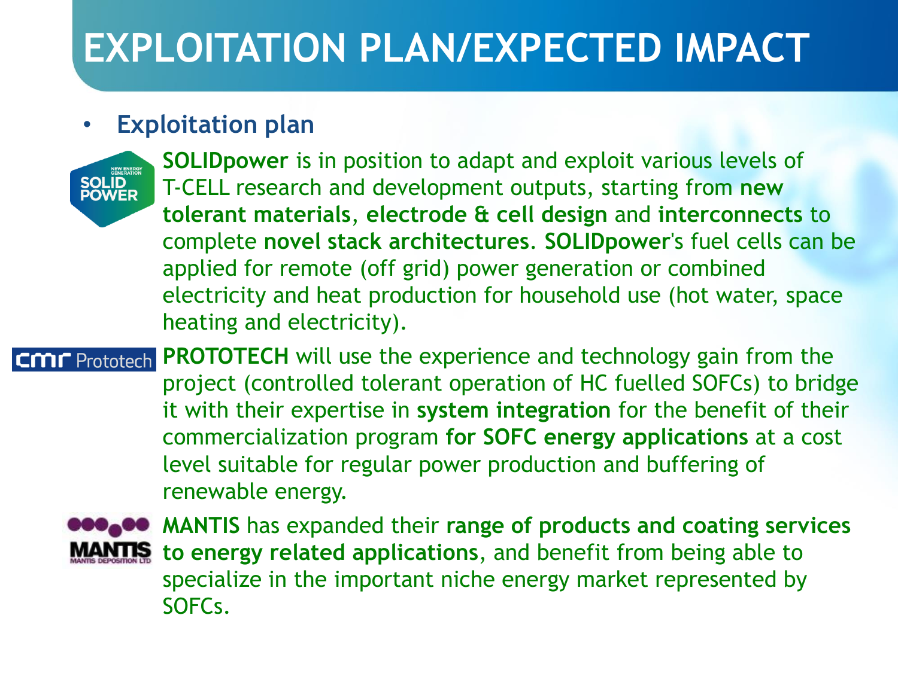# EXPLOITATION PLAN/EXPECTED IMPACT

- **Exploitation plan**

**SOLIDpower** is in position to adapt and exploit various levels of T-CELL research and development outputs, starting from **new tolerant materials**, **electrode & cell design** and **interconnects** to complete **novel stack architectures**. **SOLIDpower**'s fuel cells can be applied for remote (off grid) power generation or combined electricity and heat production for household use (hot water, space heating and electricity).

**PROTOTECH** will use the experience and technology gain from the project (controlled tolerant operation of HC fuelled SOFCs) to bridge it with their expertise in **system integration** for the benefit of their commercialization program **for SOFC energy applications** at a cost level suitable for regular power production and buffering of renewable energy.

**MANTIS** has expanded their **range of products and coating services to energy related applications**, and benefit from being able to specialize in the important niche energy market represented by SOFCs.